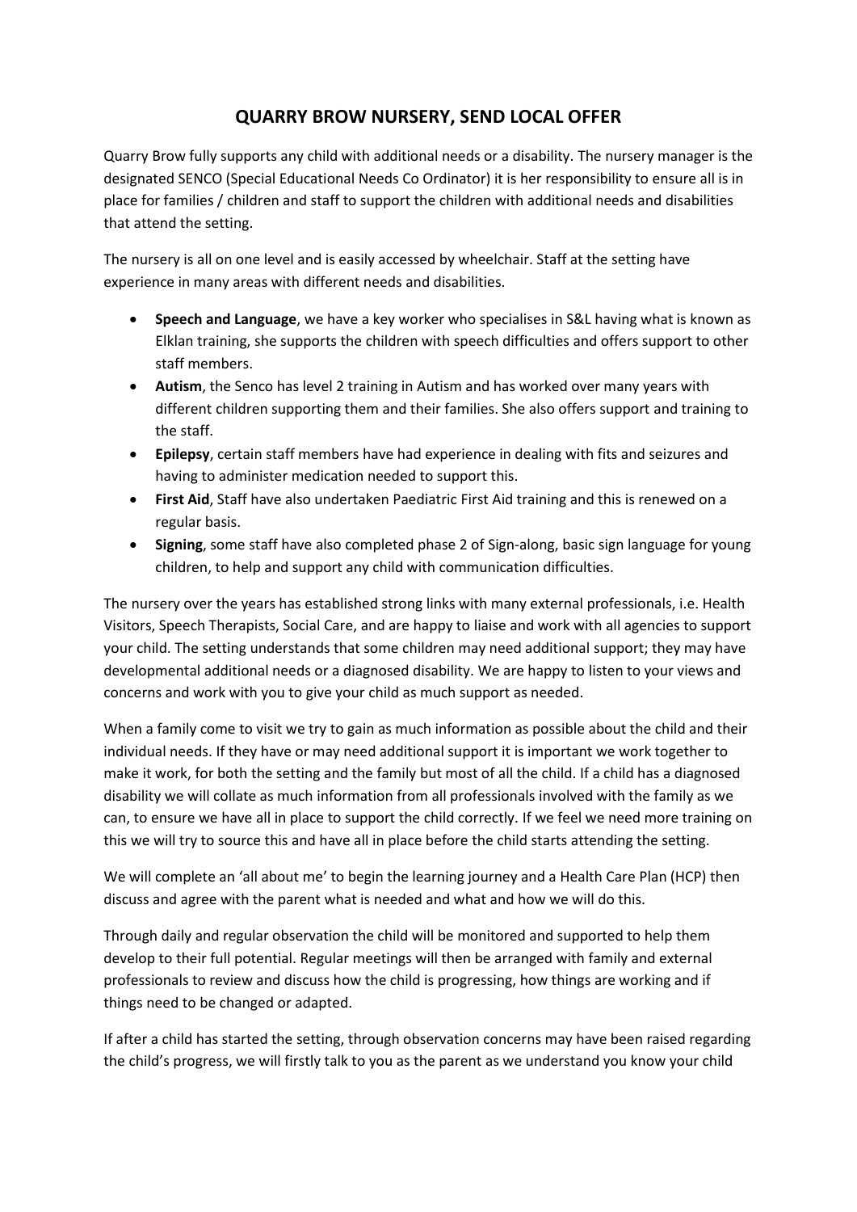# QUARRY BROW NURSERY, SEND LOCAL OFFER

Quarry Brow fully supports any child with additional needs or a disability. The nursery manager is the designated SENCO (Special Educational Needs Co Ordinator) it is her responsibility to ensure all is in place for families / children and staff to support the children with additional needs and disabilities that attend the setting.

The nursery is all on one level and is easily accessed by wheelchair. Staff at the setting have experience in many areas with different needs and disabilities.

- **Speech and Language**, we have a key worker who specialises in S&L having what is known as Elklan training, she supports the children with speech difficulties and offers support to other staff members.
- **Autism**, the Senco has level 2 training in Autism and has worked over many years with different children supporting them and their families. She also offers support and training to the staff.
- **Epilepsy**, certain staff members have had experience in dealing with fits and seizures and having to administer medication needed to support this.
- **First Aid**, Staff have also undertaken Paediatric First Aid training and this is renewed on a regular basis.
- **Signing**, some staff have also completed phase 2 of Sign-along, basic sign language for young children, to help and support any child with communication difficulties.

The nursery over the years has established strong links with many external professionals, i.e. Health Visitors, Speech Therapists, Social Care, and are happy to liaise and work with all agencies to support your child. The setting understands that some children may need additional support; they may have developmental additional needs or a diagnosed disability. We are happy to listen to your views and concerns and work with you to give your child as much support as needed.

When a family come to visit we try to gain as much information as possible about the child and their individual needs. If they have or may need additional support it is important we work together to make it work, for both the setting and the family but most of all the child. If a child has a diagnosed disability we will collate as much information from all professionals involved with the family as we can, to ensure we have all in place to support the child correctly. If we feel we need more training on this we will try to source this and have all in place before the child starts attending the setting.

We will complete an 'all about me' to begin the learning journey and a Health Care Plan (HCP) then discuss and agree with the parent what is needed and what and how we will do this.

Through daily and regular observation the child will be monitored and supported to help them develop to their full potential. Regular meetings will then be arranged with family and external professionals to review and discuss how the child is progressing, how things are working and if things need to be changed or adapted.

If after a child has started the setting, through observation concerns may have been raised regarding the child's progress, we will firstly talk to you as the parent as we understand you know your child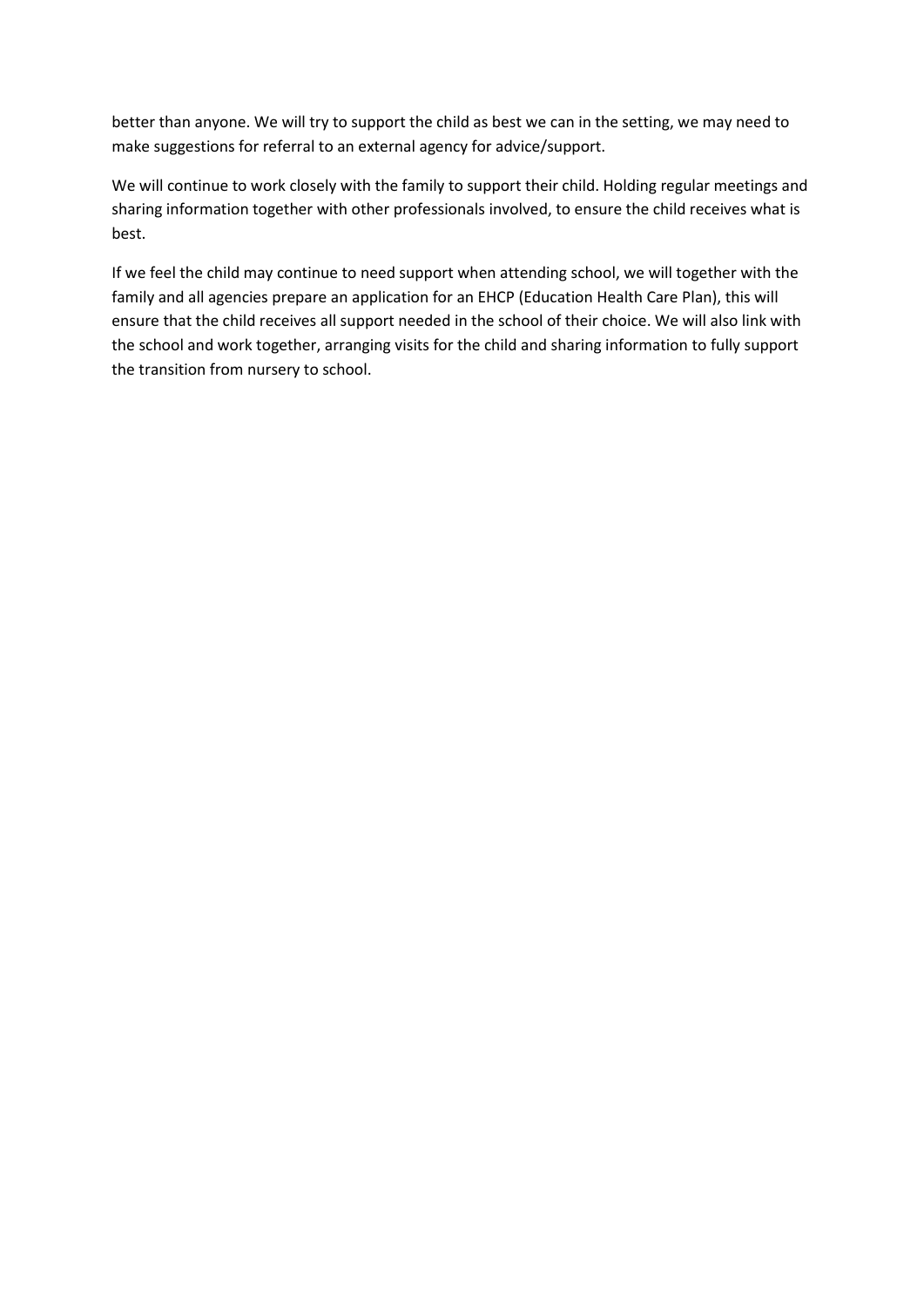better than anyone. We will try to support the child as best we can in the setting, we may need to make suggestions for referral to an external agency for advice/support.

We will continue to work closely with the family to support their child. Holding regular meetings and sharing information together with other professionals involved, to ensure the child receives what is best.

If we feel the child may continue to need support when attending school, we will together with the family and all agencies prepare an application for an EHCP (Education Health Care Plan), this will ensure that the child receives all support needed in the school of their choice. We will also link with the school and work together, arranging visits for the child and sharing information to fully support the transition from nursery to school.